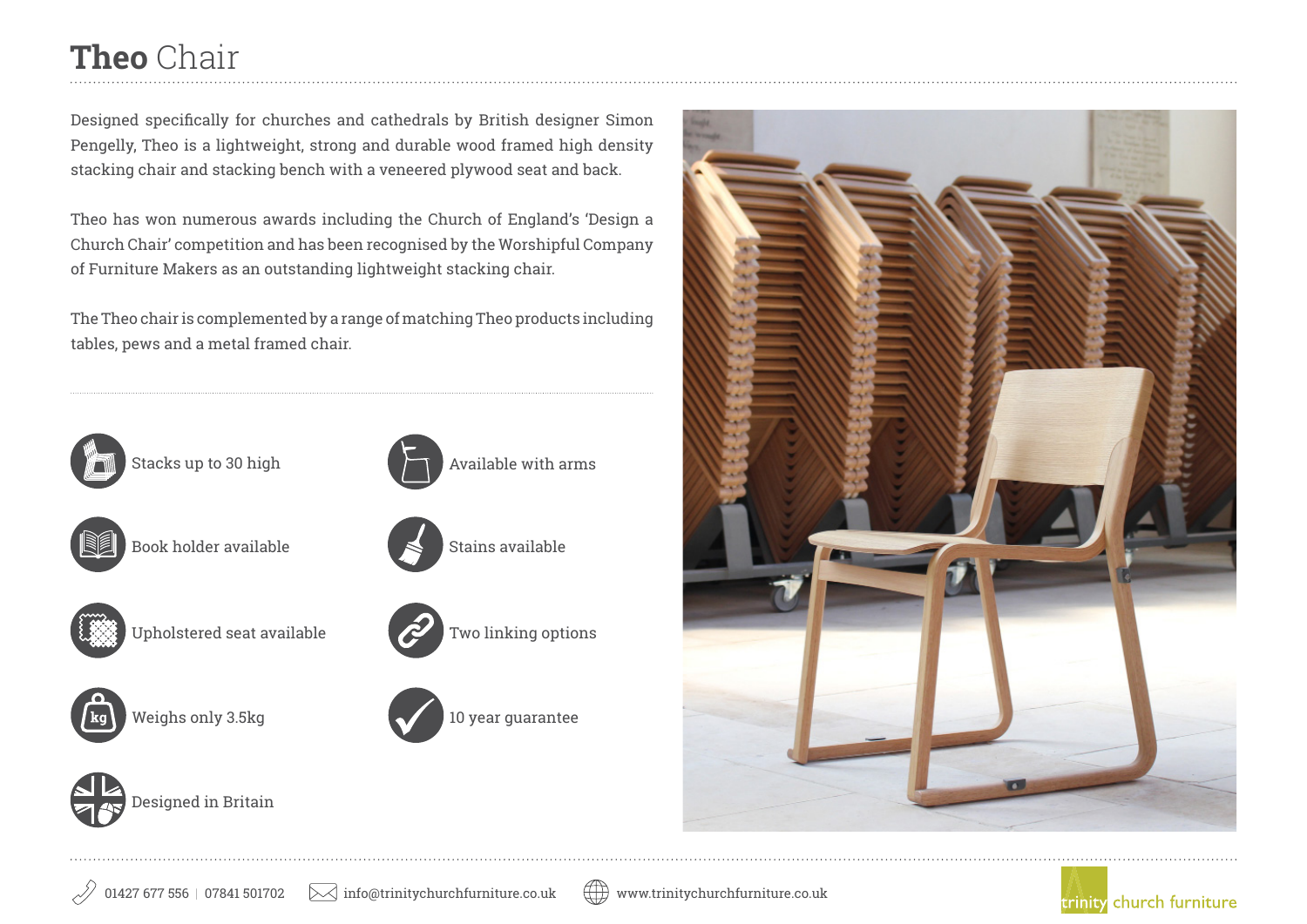# **Theo** Chair

Designed specifically for churches and cathedrals by British designer Simon Pengelly, Theo is a lightweight, strong and durable wood framed high density stacking chair and stacking bench with a veneered plywood seat and back.

Theo has won numerous awards including the Church of England's 'Design a Church Chair' competition and has been recognised by the Worshipful Company of Furniture Makers as an outstanding lightweight stacking chair.

The Theo chair is complemented by a range of matching Theo products including tables, pews and a metal framed chair.

- Stacks up to 30 high
- Available with arms
- Book holder available
- Stains available
- Upholstered seat available
- Two linking options
- Weighs only 3.5kg
- 10 year guarantee
- Designed in Britain

01427 677 556 | 07841 501702 info@trinitychurchfurniture.co.uk www.trinitychurchfurniture.co.uk

trinity church furniture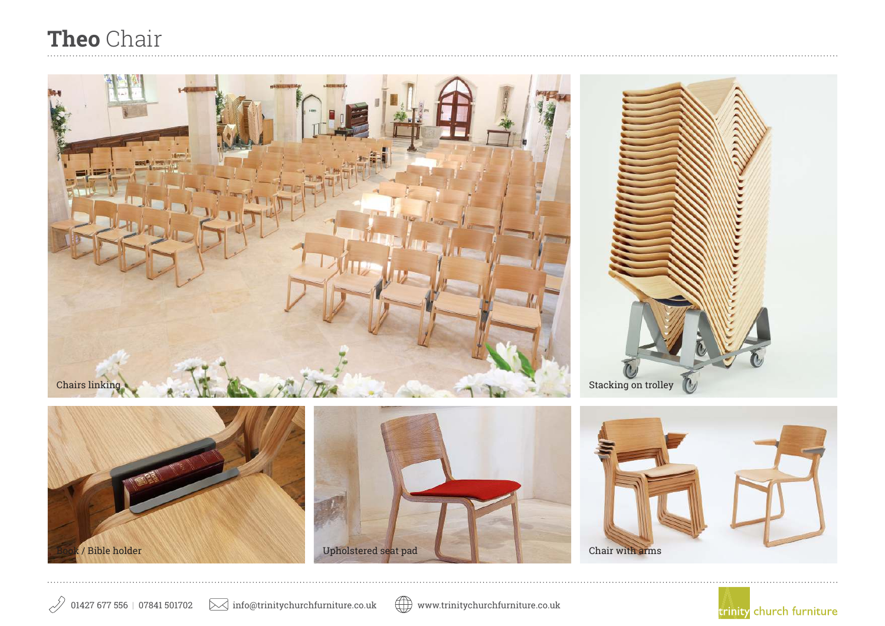# **Theo** Chair

Chairs linking

Stacking on trolley

Book / Bible holder

Upholstered seat pad

Chair with arms

01427 677 556 | 07841 501702 info@trinitychurchfurniture.co.uk www.trinitychurchfurniture.co.uk

trinity church furniture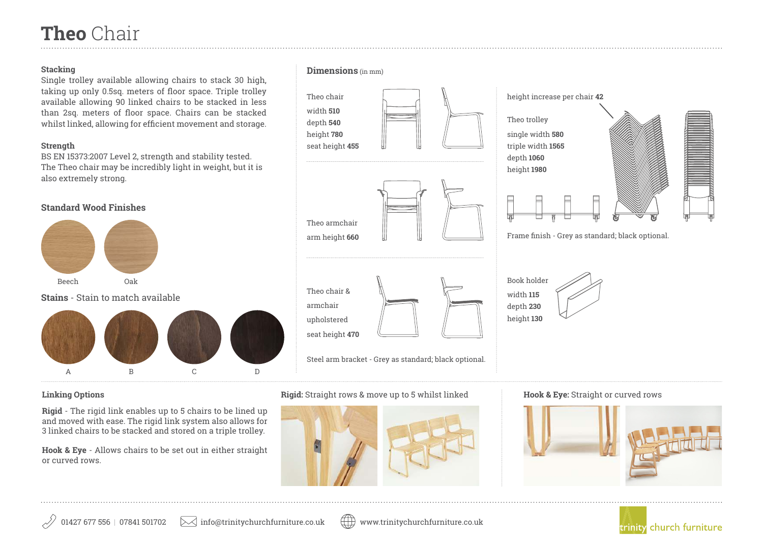# **Theo** Chair

### Stacking

Single trolley available allowing chairs to stack 30 high, taking up only 0.5sq. meters of floor space. Triple trolley available allowing 90 linked chairs to be stacked in less than 2sq. meters of floor space. Chairs can be stacked whilst linked, allowing for efficient movement and storage.

### Strength

BS EN 15373:2007 Level 2, strength and stability tested. The Theo chair may be incredibly light in weight, but it is also extremely strong.

### Standard Wood Finishes

Beech

Oak

**Stains** - Stain to match available

A

B

C

D

## Dimensions (in mm)

Theo chair
width **510**
depth **540**
height **780**
seat height **455**

Theo armchair
arm height **660**

Theo chair & armchair upholstered
seat height **470**

Steel arm bracket - Grey as standard; black optional.

height increase per chair **42**

Theo trolley
single width **580**
triple width **1565**
depth **1060**
height **1980**

Frame finish - Grey as standard; black optional.

Book holder
width **115**
depth **230**
height **130**

### Linking Options

**Rigid** - The rigid link enables up to 5 chairs to be lined up and moved with ease. The rigid link system also allows for 3 linked chairs to be stacked and stored on a triple trolley.

**Hook & Eye** - Allows chairs to be set out in either straight or curved rows.

**Rigid:** Straight rows & move up to 5 whilst linked

**Hook & Eye:** Straight or curved rows

01427 677 556 | 07841 501702 info@trinitychurchfurniture.co.uk www.trinitychurchfurniture.co.uk

trinity church furniture